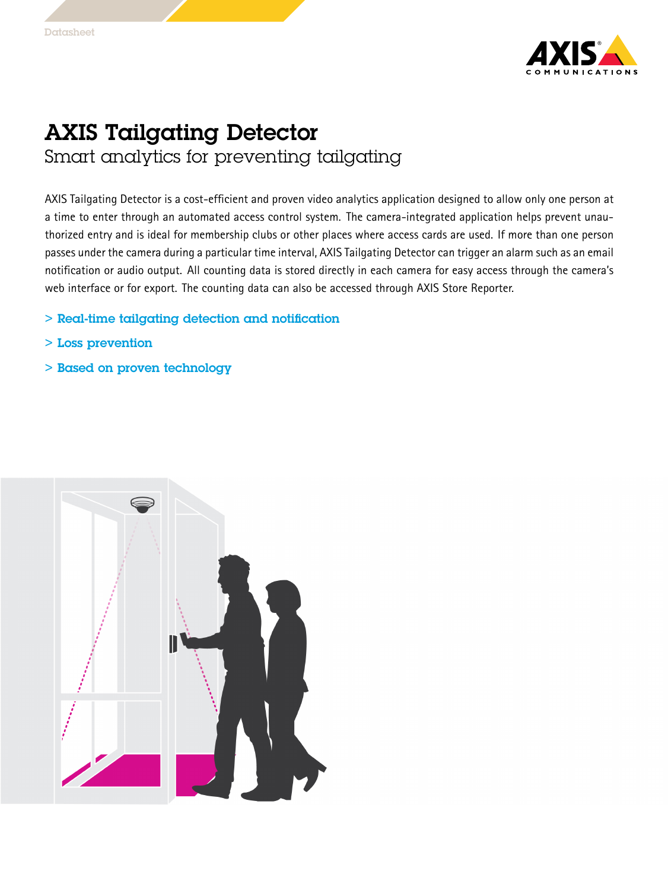Datasheet

# AXIS Tailgating Detector

## Smart analytics for preventing tailgating

AXIS Tailgating Detector is a cost-efficient and proven video analytics application designed to allow only one person at a time to enter through an automated access control system. The camera-integrated application helps prevent unauthorized entry and is ideal for membership clubs or other places where access cards are used. If more than one person passes under the camera during a particular time interval, AXIS Tailgating Detector can trigger an alarm such as an email notification or audio output. All counting data is stored directly in each camera for easy access through the camera's web interface or for export. The counting data can also be accessed through AXIS Store Reporter.

> Real-time tailgating detection and notification

> Loss prevention

> Based on proven technology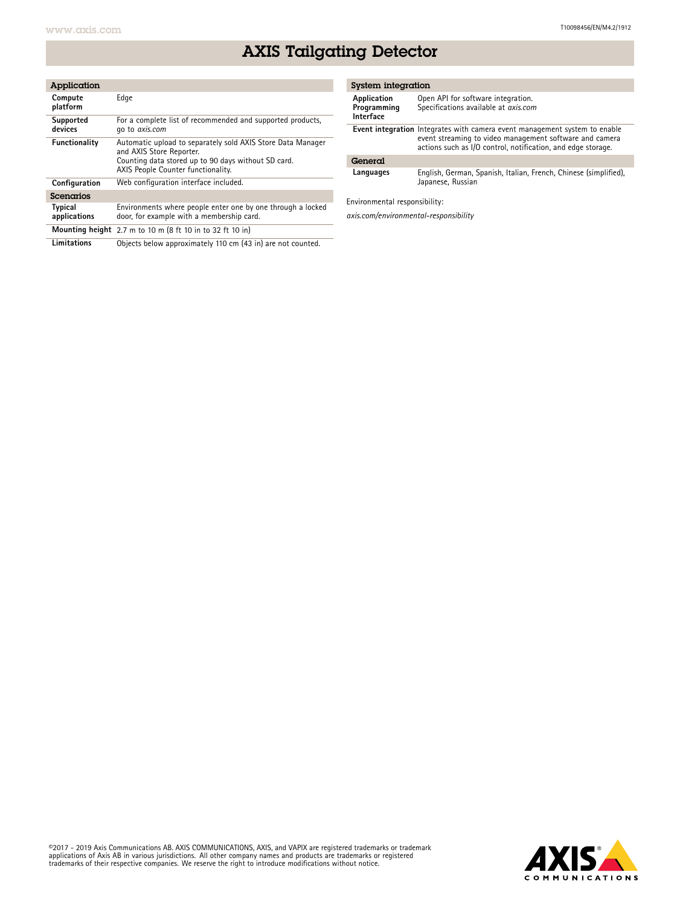# AXIS Tailgating Detector

## Application

| | |
|---|---|
| **Compute platform** | Edge |
| **Supported devices** | For a complete list of recommended and supported products, go to *axis.com* |
| **Functionality** | Automatic upload to separately sold AXIS Store Data Manager and AXIS Store Reporter.<br>Counting data stored up to 90 days without SD card.<br>AXIS People Counter functionality. |
| **Configuration** | Web configuration interface included. |

## Scenarios

| | |
|---|---|
| **Typical applications** | Environments where people enter one by one through a locked door, for example with a membership card. |
| **Mounting height** | 2.7 m to 10 m (8 ft 10 in to 32 ft 10 in) |
| **Limitations** | Objects below approximately 110 cm (43 in) are not counted. |

## System integration

| | |
|---|---|
| **Application Programming Interface** | Open API for software integration.<br>Specifications available at *axis.com* |
| **Event integration** | Integrates with camera event management system to enable event streaming to video management software and camera actions such as I/O control, notification, and edge storage. |

## General

| | |
|---|---|
| **Languages** | English, German, Spanish, Italian, French, Chinese (simplified), Japanese, Russian |

Environmental responsibility:

*axis.com/environmental-responsibility*

©2017 - 2019 Axis Communications AB. AXIS COMMUNICATIONS, AXIS, and VAPIX are registered trademarks or trademark applications of Axis AB in various jurisdictions. All other company names and products are trademarks or registered trademarks of their respective companies. We reserve the right to introduce modifications without notice.